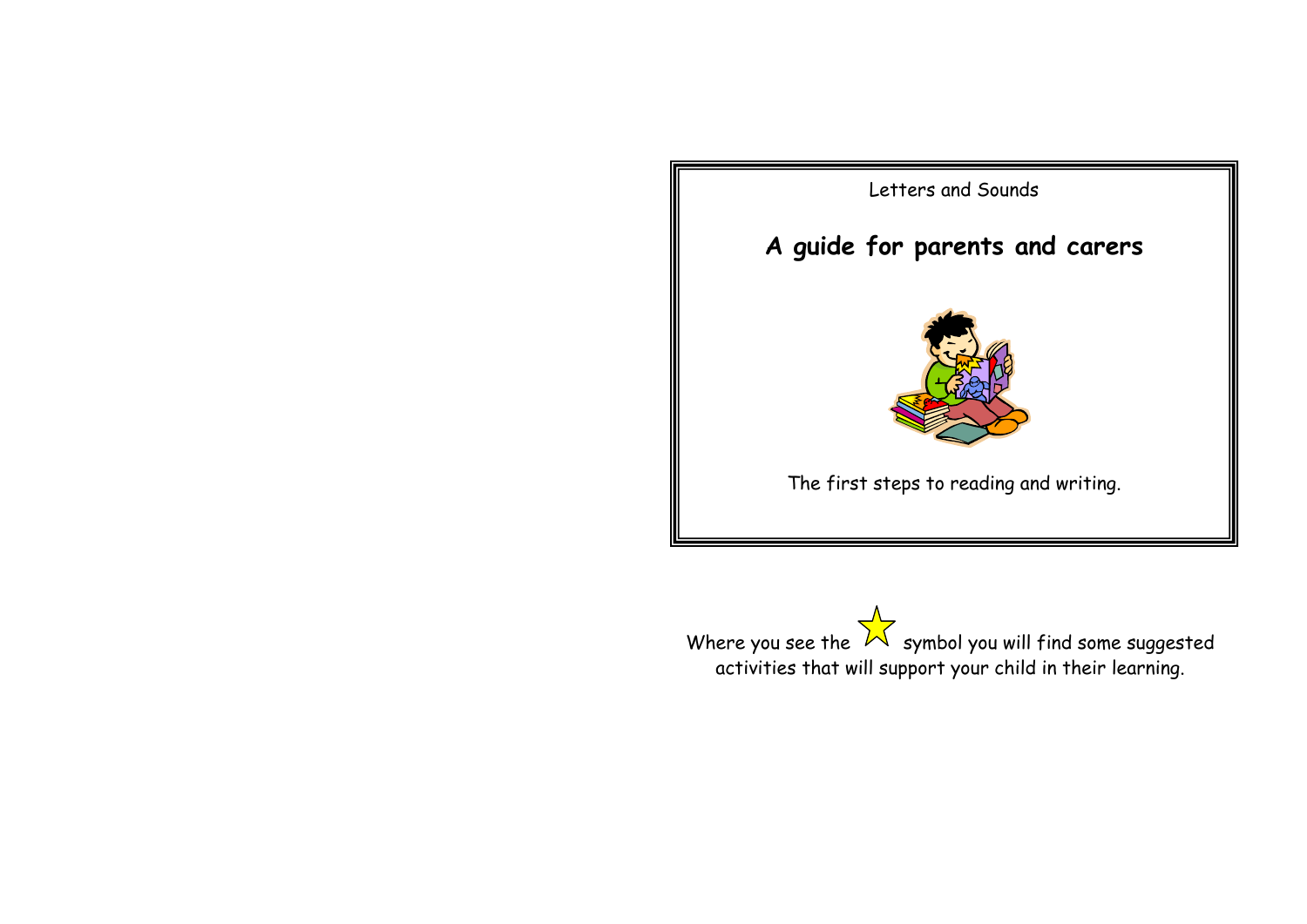Letters and Sounds

# A guide for parents and carers

The first steps to reading and writing.

Where you see the ☆ symbol you will find some suggested activities that will support your child in their learning.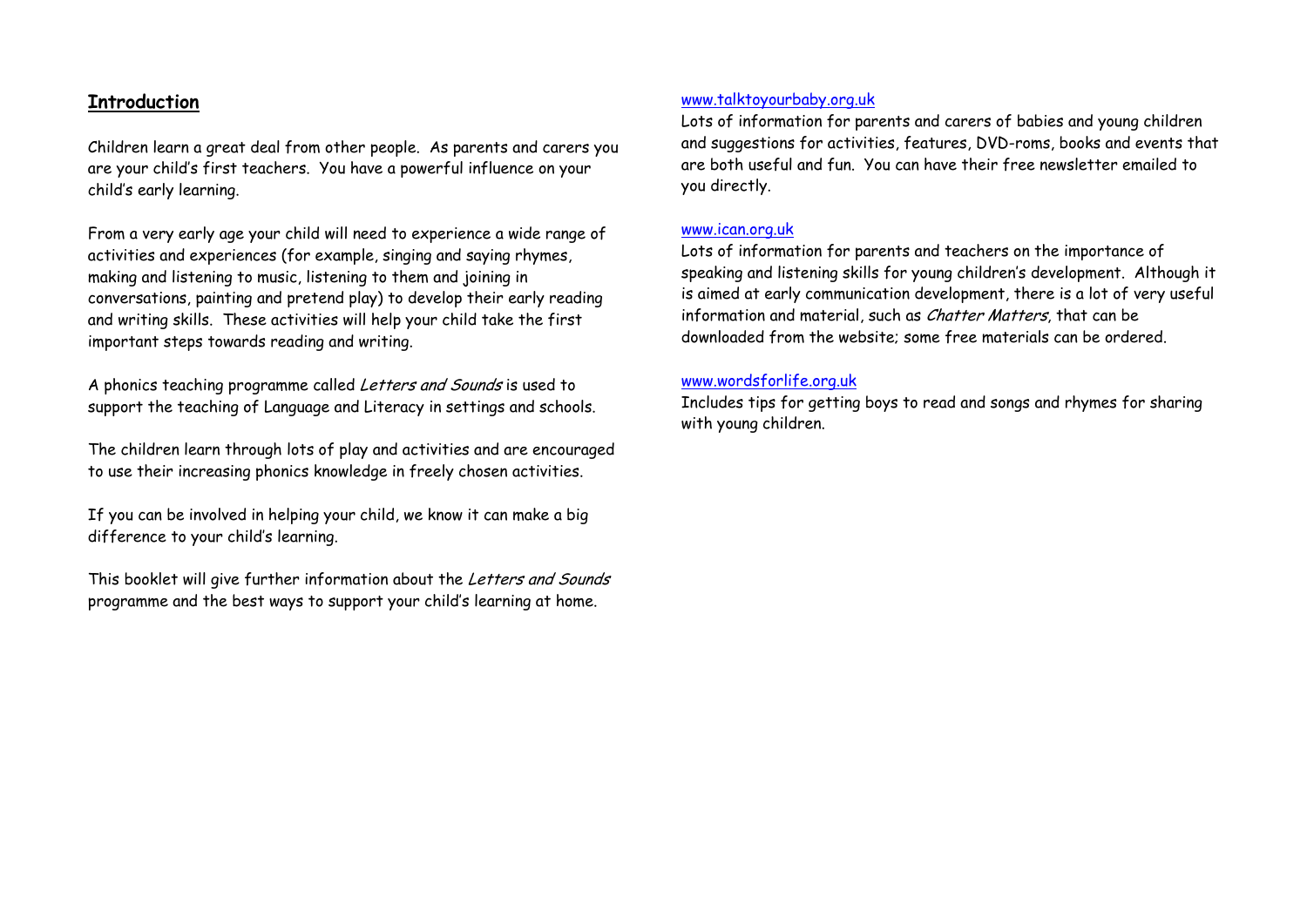## Introduction

Children learn a great deal from other people. As parents and carers you are your child's first teachers. You have a powerful influence on your child's early learning.

From a very early age your child will need to experience a wide range of activities and experiences (for example, singing and saying rhymes, making and listening to music, listening to them and joining in conversations, painting and pretend play) to develop their early reading and writing skills. These activities will help your child take the first important steps towards reading and writing.

A phonics teaching programme called *Letters and Sounds* is used to support the teaching of Language and Literacy in settings and schools.

The children learn through lots of play and activities and are encouraged to use their increasing phonics knowledge in freely chosen activities.

If you can be involved in helping your child, we know it can make a big difference to your child's learning.

This booklet will give further information about the *Letters and Sounds* programme and the best ways to support your child's learning at home.

www.talktoyourbaby.org.uk
Lots of information for parents and carers of babies and young children and suggestions for activities, features, DVD-roms, books and events that are both useful and fun. You can have their free newsletter emailed to you directly.

www.ican.org.uk
Lots of information for parents and teachers on the importance of speaking and listening skills for young children's development. Although it is aimed at early communication development, there is a lot of very useful information and material, such as *Chatter Matters*, that can be downloaded from the website; some free materials can be ordered.

www.wordsforlife.org.uk
Includes tips for getting boys to read and songs and rhymes for sharing with young children.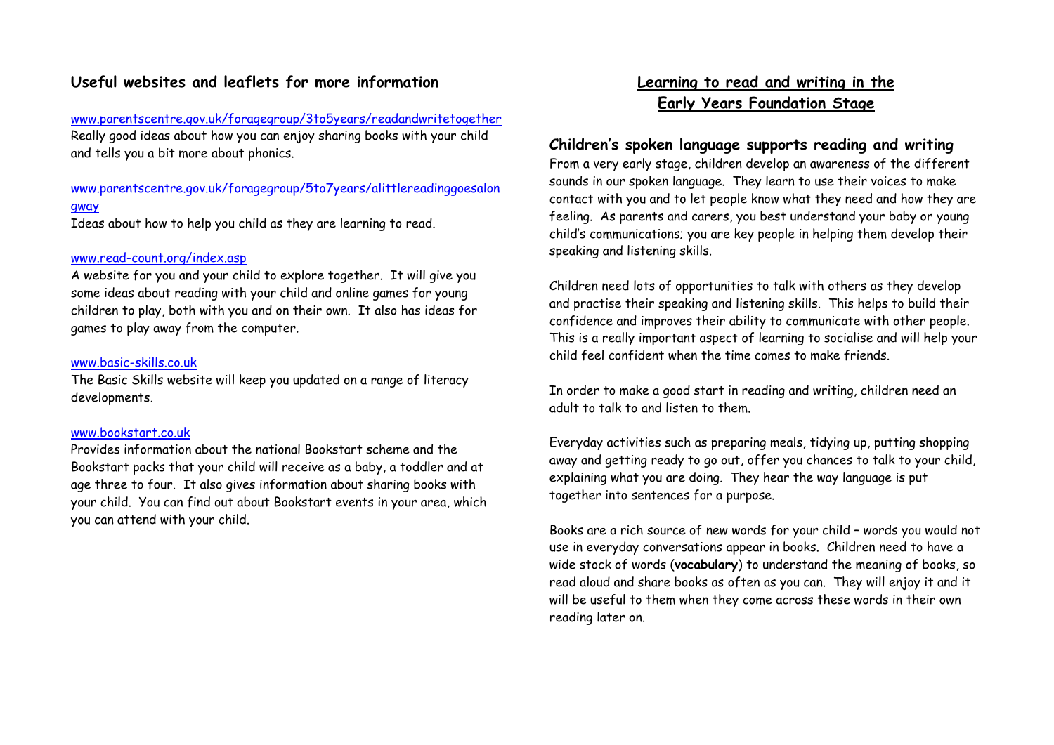## Useful websites and leaflets for more information

www.parentscentre.gov.uk/foragegroup/3to5years/readandwritetogether
Really good ideas about how you can enjoy sharing books with your child and tells you a bit more about phonics.

www.parentscentre.gov.uk/foragegroup/5to7years/alittlereadinggoesalongway
Ideas about how to help you child as they are learning to read.

www.read-count.org/index.asp
A website for you and your child to explore together. It will give you some ideas about reading with your child and online games for young children to play, both with you and on their own. It also has ideas for games to play away from the computer.

www.basic-skills.co.uk
The Basic Skills website will keep you updated on a range of literacy developments.

www.bookstart.co.uk
Provides information about the national Bookstart scheme and the Bookstart packs that your child will receive as a baby, a toddler and at age three to four. It also gives information about sharing books with your child. You can find out about Bookstart events in your area, which you can attend with your child.

# Learning to read and writing in the Early Years Foundation Stage

## Children's spoken language supports reading and writing

From a very early stage, children develop an awareness of the different sounds in our spoken language. They learn to use their voices to make contact with you and to let people know what they need and how they are feeling. As parents and carers, you best understand your baby or young child's communications; you are key people in helping them develop their speaking and listening skills.

Children need lots of opportunities to talk with others as they develop and practise their speaking and listening skills. This helps to build their confidence and improves their ability to communicate with other people. This is a really important aspect of learning to socialise and will help your child feel confident when the time comes to make friends.

In order to make a good start in reading and writing, children need an adult to talk to and listen to them.

Everyday activities such as preparing meals, tidying up, putting shopping away and getting ready to go out, offer you chances to talk to your child, explaining what you are doing. They hear the way language is put together into sentences for a purpose.

Books are a rich source of new words for your child – words you would not use in everyday conversations appear in books. Children need to have a wide stock of words (**vocabulary**) to understand the meaning of books, so read aloud and share books as often as you can. They will enjoy it and it will be useful to them when they come across these words in their own reading later on.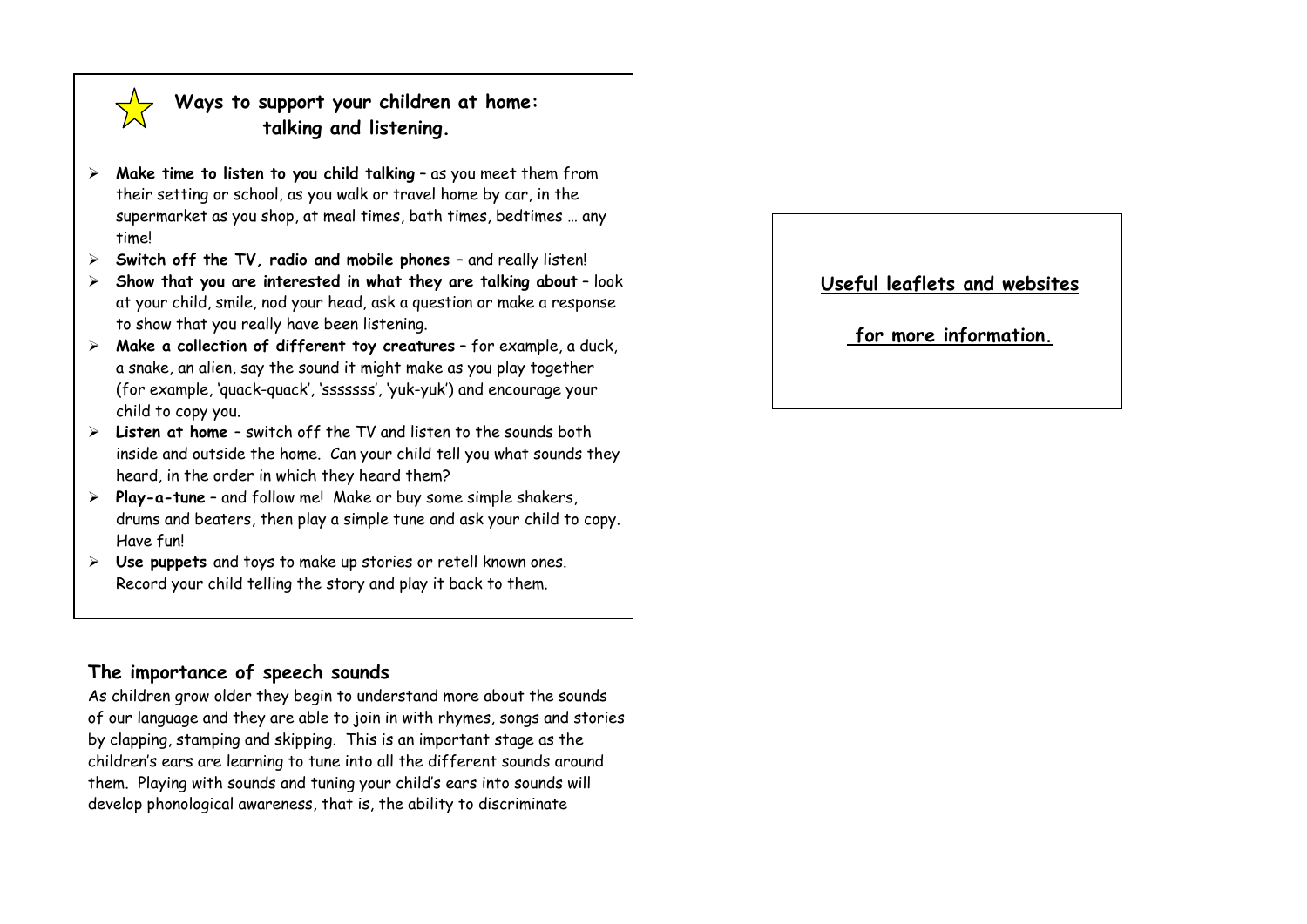## Ways to support your children at home: talking and listening.

- **Make time to listen to you child talking** – as you meet them from their setting or school, as you walk or travel home by car, in the supermarket as you shop, at meal times, bath times, bedtimes … any time!
- **Switch off the TV, radio and mobile phones** – and really listen!
- **Show that you are interested in what they are talking about** – look at your child, smile, nod your head, ask a question or make a response to show that you really have been listening.
- **Make a collection of different toy creatures** – for example, a duck, a snake, an alien, say the sound it might make as you play together (for example, 'quack-quack', 'sssssss', 'yuk-yuk') and encourage your child to copy you.
- **Listen at home** – switch off the TV and listen to the sounds both inside and outside the home. Can your child tell you what sounds they heard, in the order in which they heard them?
- **Play-a-tune** – and follow me! Make or buy some simple shakers, drums and beaters, then play a simple tune and ask your child to copy. Have fun!
- **Use puppets** and toys to make up stories or retell known ones. Record your child telling the story and play it back to them.

### The importance of speech sounds

As children grow older they begin to understand more about the sounds of our language and they are able to join in with rhymes, songs and stories by clapping, stamping and skipping. This is an important stage as the children's ears are learning to tune into all the different sounds around them. Playing with sounds and tuning your child's ears into sounds will develop phonological awareness, that is, the ability to discriminate

**Useful leaflets and websites for more information.**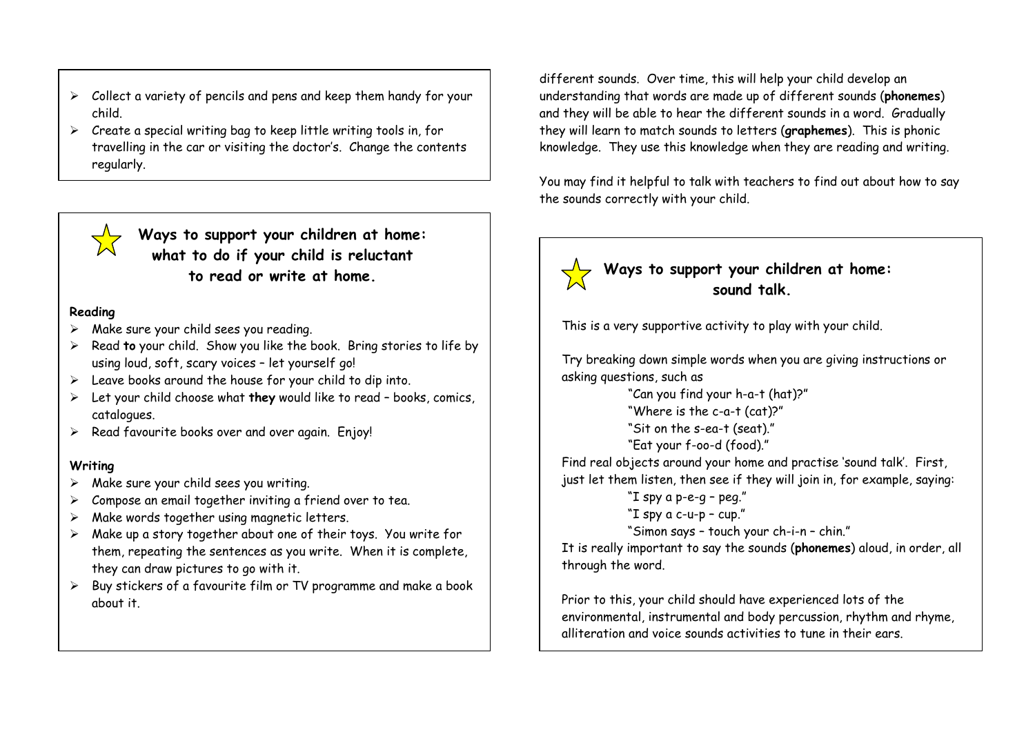- Collect a variety of pencils and pens and keep them handy for your child.
- Create a special writing bag to keep little writing tools in, for travelling in the car or visiting the doctor's. Change the contents regularly.

## Ways to support your children at home: what to do if your child is reluctant to read or write at home.

**Reading**

- Make sure your child sees you reading.
- Read **to** your child. Show you like the book. Bring stories to life by using loud, soft, scary voices – let yourself go!
- Leave books around the house for your child to dip into.
- Let your child choose what **they** would like to read – books, comics, catalogues.
- Read favourite books over and over again. Enjoy!

**Writing**

- Make sure your child sees you writing.
- Compose an email together inviting a friend over to tea.
- Make words together using magnetic letters.
- Make up a story together about one of their toys. You write for them, repeating the sentences as you write. When it is complete, they can draw pictures to go with it.
- Buy stickers of a favourite film or TV programme and make a book about it.

different sounds. Over time, this will help your child develop an understanding that words are made up of different sounds (**phonemes**) and they will be able to hear the different sounds in a word. Gradually they will learn to match sounds to letters (**graphemes**). This is phonic knowledge. They use this knowledge when they are reading and writing.

You may find it helpful to talk with teachers to find out about how to say the sounds correctly with your child.

## Ways to support your children at home: sound talk.

This is a very supportive activity to play with your child.

Try breaking down simple words when you are giving instructions or asking questions, such as

"Can you find your h-a-t (hat)?"
"Where is the c-a-t (cat)?"
"Sit on the s-ea-t (seat)."
"Eat your f-oo-d (food)."

Find real objects around your home and practise 'sound talk'. First, just let them listen, then see if they will join in, for example, saying:

"I spy a p-e-g – peg."
"I spy a c-u-p – cup."
"Simon says – touch your ch-i-n – chin."

It is really important to say the sounds (**phonemes**) aloud, in order, all through the word.

Prior to this, your child should have experienced lots of the environmental, instrumental and body percussion, rhythm and rhyme, alliteration and voice sounds activities to tune in their ears.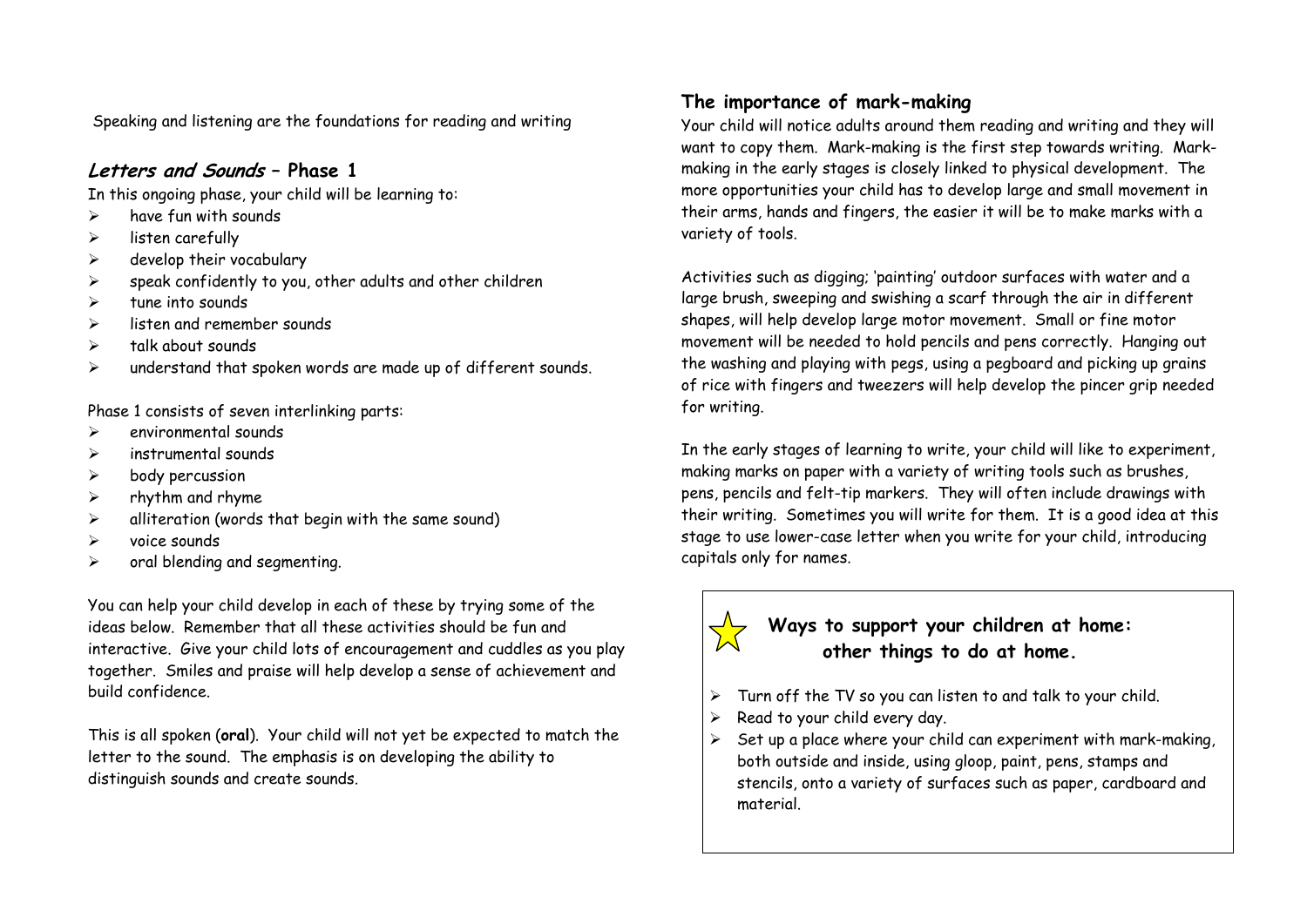Speaking and listening are the foundations for reading and writing

## *Letters and Sounds* – Phase 1

In this ongoing phase, your child will be learning to:

- have fun with sounds
- listen carefully
- develop their vocabulary
- speak confidently to you, other adults and other children
- tune into sounds
- listen and remember sounds
- talk about sounds
- understand that spoken words are made up of different sounds.

Phase 1 consists of seven interlinking parts:

- environmental sounds
- instrumental sounds
- body percussion
- rhythm and rhyme
- alliteration (words that begin with the same sound)
- voice sounds
- oral blending and segmenting.

You can help your child develop in each of these by trying some of the ideas below. Remember that all these activities should be fun and interactive. Give your child lots of encouragement and cuddles as you play together. Smiles and praise will help develop a sense of achievement and build confidence.

This is all spoken (**oral**). Your child will not yet be expected to match the letter to the sound. The emphasis is on developing the ability to distinguish sounds and create sounds.

## The importance of mark-making

Your child will notice adults around them reading and writing and they will want to copy them. Mark-making is the first step towards writing. Mark-making in the early stages is closely linked to physical development. The more opportunities your child has to develop large and small movement in their arms, hands and fingers, the easier it will be to make marks with a variety of tools.

Activities such as digging; 'painting' outdoor surfaces with water and a large brush, sweeping and swishing a scarf through the air in different shapes, will help develop large motor movement. Small or fine motor movement will be needed to hold pencils and pens correctly. Hanging out the washing and playing with pegs, using a pegboard and picking up grains of rice with fingers and tweezers will help develop the pincer grip needed for writing.

In the early stages of learning to write, your child will like to experiment, making marks on paper with a variety of writing tools such as brushes, pens, pencils and felt-tip markers. They will often include drawings with their writing. Sometimes you will write for them. It is a good idea at this stage to use lower-case letter when you write for your child, introducing capitals only for names.

### Ways to support your children at home: other things to do at home.

- Turn off the TV so you can listen to and talk to your child.
- Read to your child every day.
- Set up a place where your child can experiment with mark-making, both outside and inside, using gloop, paint, pens, stamps and stencils, onto a variety of surfaces such as paper, cardboard and material.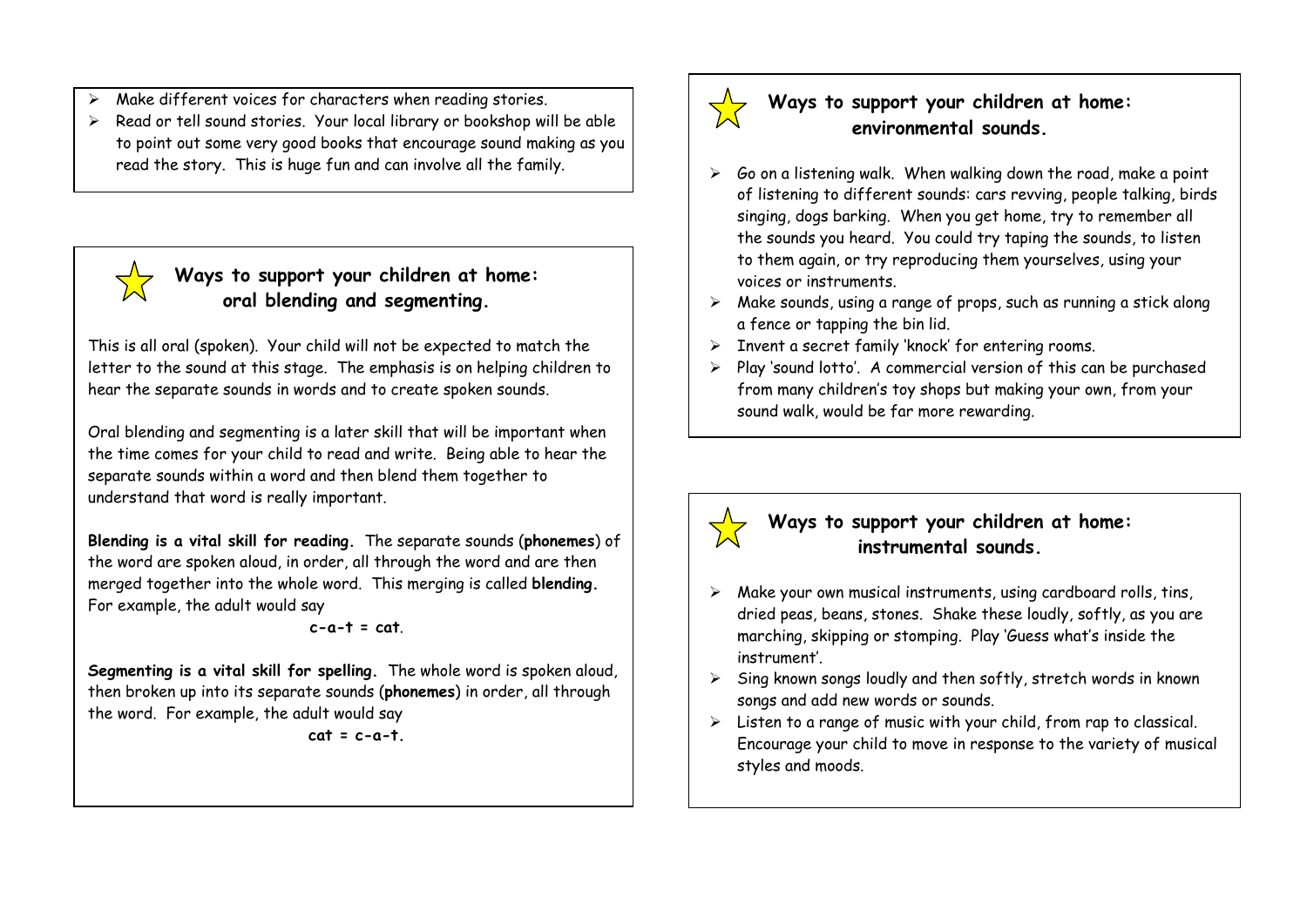- Make different voices for characters when reading stories.
- Read or tell sound stories. Your local library or bookshop will be able to point out some very good books that encourage sound making as you read the story. This is huge fun and can involve all the family.

## Ways to support your children at home: oral blending and segmenting.

This is all oral (spoken). Your child will not be expected to match the letter to the sound at this stage. The emphasis is on helping children to hear the separate sounds in words and to create spoken sounds.

Oral blending and segmenting is a later skill that will be important when the time comes for your child to read and write. Being able to hear the separate sounds within a word and then blend them together to understand that word is really important.

**Blending is a vital skill for reading.** The separate sounds (**phonemes**) of the word are spoken aloud, in order, all through the word and are then merged together into the whole word. This merging is called **blending.** For example, the adult would say

**c-a-t = cat**.

**Segmenting is a vital skill for spelling.** The whole word is spoken aloud, then broken up into its separate sounds (**phonemes**) in order, all through the word. For example, the adult would say

**cat = c-a-t.**

## Ways to support your children at home: environmental sounds.

- Go on a listening walk. When walking down the road, make a point of listening to different sounds: cars revving, people talking, birds singing, dogs barking. When you get home, try to remember all the sounds you heard. You could try taping the sounds, to listen to them again, or try reproducing them yourselves, using your voices or instruments.
- Make sounds, using a range of props, such as running a stick along a fence or tapping the bin lid.
- Invent a secret family 'knock' for entering rooms.
- Play 'sound lotto'. A commercial version of this can be purchased from many children's toy shops but making your own, from your sound walk, would be far more rewarding.

## Ways to support your children at home: instrumental sounds.

- Make your own musical instruments, using cardboard rolls, tins, dried peas, beans, stones. Shake these loudly, softly, as you are marching, skipping or stomping. Play 'Guess what's inside the instrument'.
- Sing known songs loudly and then softly, stretch words in known songs and add new words or sounds.
- Listen to a range of music with your child, from rap to classical. Encourage your child to move in response to the variety of musical styles and moods.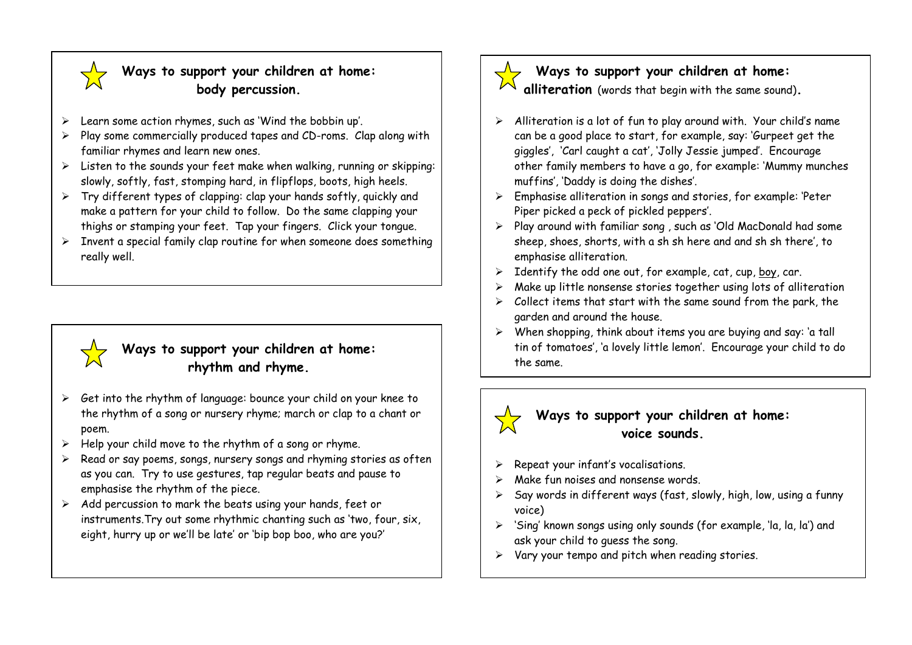## Ways to support your children at home: body percussion.

- Learn some action rhymes, such as 'Wind the bobbin up'.
- Play some commercially produced tapes and CD-roms. Clap along with familiar rhymes and learn new ones.
- Listen to the sounds your feet make when walking, running or skipping: slowly, softly, fast, stomping hard, in flipflops, boots, high heels.
- Try different types of clapping: clap your hands softly, quickly and make a pattern for your child to follow. Do the same clapping your thighs or stamping your feet. Tap your fingers. Click your tongue.
- Invent a special family clap routine for when someone does something really well.

## Ways to support your children at home: rhythm and rhyme.

- Get into the rhythm of language: bounce your child on your knee to the rhythm of a song or nursery rhyme; march or clap to a chant or poem.
- Help your child move to the rhythm of a song or rhyme.
- Read or say poems, songs, nursery songs and rhyming stories as often as you can. Try to use gestures, tap regular beats and pause to emphasise the rhythm of the piece.
- Add percussion to mark the beats using your hands, feet or instruments.Try out some rhythmic chanting such as 'two, four, six, eight, hurry up or we'll be late' or 'bip bop boo, who are you?'

## Ways to support your children at home: alliteration (words that begin with the same sound).

- Alliteration is a lot of fun to play around with. Your child's name can be a good place to start, for example, say: 'Gurpeet get the giggles', 'Carl caught a cat', 'Jolly Jessie jumped'. Encourage other family members to have a go, for example: 'Mummy munches muffins', 'Daddy is doing the dishes'.
- Emphasise alliteration in songs and stories, for example: 'Peter Piper picked a peck of pickled peppers'.
- Play around with familiar song , such as 'Old MacDonald had some sheep, shoes, shorts, with a sh sh here and and sh sh there', to emphasise alliteration.
- Identify the odd one out, for example, cat, cup, boy, car.
- Make up little nonsense stories together using lots of alliteration
- Collect items that start with the same sound from the park, the garden and around the house.
- When shopping, think about items you are buying and say: 'a tall tin of tomatoes', 'a lovely little lemon'. Encourage your child to do the same.

## Ways to support your children at home: voice sounds.

- Repeat your infant's vocalisations.
- Make fun noises and nonsense words.
- Say words in different ways (fast, slowly, high, low, using a funny voice)
- 'Sing' known songs using only sounds (for example, 'la, la, la') and ask your child to guess the song.
- Vary your tempo and pitch when reading stories.